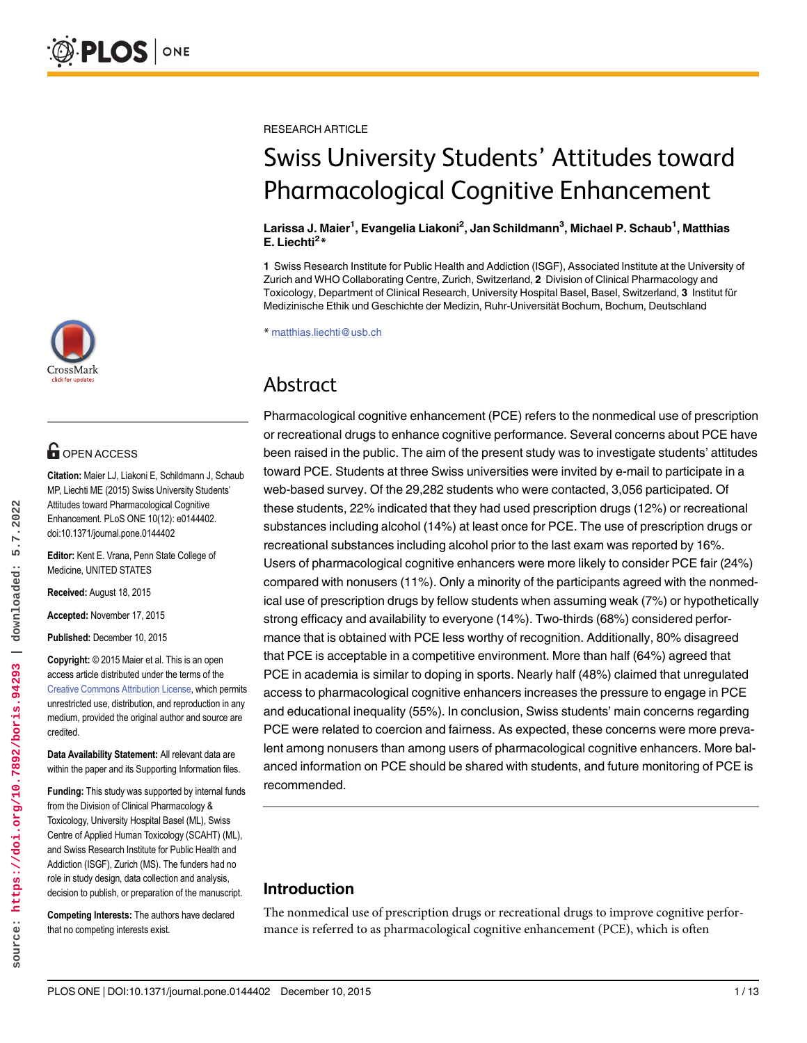RESEARCH ARTICLE

# Swiss University Students' Attitudes toward Pharmacological Cognitive Enhancement

**Larissa J. Maier[1], Evangelia Liakoni[2], Jan Schildmann[3], Michael P. Schaub[1], Matthias E. Liechti[2]***

**1** Swiss Research Institute for Public Health and Addiction (ISGF), Associated Institute at the University of Zurich and WHO Collaborating Centre, Zurich, Switzerland, **2** Division of Clinical Pharmacology and Toxicology, Department of Clinical Research, University Hospital Basel, Basel, Switzerland, **3** Institut für Medizinische Ethik und Geschichte der Medizin, Ruhr-Universität Bochum, Bochum, Deutschland

* matthias.liechti@usb.ch

OPEN ACCESS

**Citation:** Maier LJ, Liakoni E, Schildmann J, Schaub MP, Liechti ME (2015) Swiss University Students' Attitudes toward Pharmacological Cognitive Enhancement. PLoS ONE 10(12): e0144402. doi:10.1371/journal.pone.0144402

**Editor:** Kent E. Vrana, Penn State College of Medicine, UNITED STATES

**Received:** August 18, 2015

**Accepted:** November 17, 2015

**Published:** December 10, 2015

**Copyright:** © 2015 Maier et al. This is an open access article distributed under the terms of the Creative Commons Attribution License, which permits unrestricted use, distribution, and reproduction in any medium, provided the original author and source are credited.

**Data Availability Statement:** All relevant data are within the paper and its Supporting Information files.

**Funding:** This study was supported by internal funds from the Division of Clinical Pharmacology & Toxicology, University Hospital Basel (ML), Swiss Centre of Applied Human Toxicology (SCAHT) (ML), and Swiss Research Institute for Public Health and Addiction (ISGF), Zurich (MS). The funders had no role in study design, data collection and analysis, decision to publish, or preparation of the manuscript.

**Competing Interests:** The authors have declared that no competing interests exist.

## Abstract

Pharmacological cognitive enhancement (PCE) refers to the nonmedical use of prescription or recreational drugs to enhance cognitive performance. Several concerns about PCE have been raised in the public. The aim of the present study was to investigate students' attitudes toward PCE. Students at three Swiss universities were invited by e-mail to participate in a web-based survey. Of the 29,282 students who were contacted, 3,056 participated. Of these students, 22% indicated that they had used prescription drugs (12%) or recreational substances including alcohol (14%) at least once for PCE. The use of prescription drugs or recreational substances including alcohol prior to the last exam was reported by 16%. Users of pharmacological cognitive enhancers were more likely to consider PCE fair (24%) compared with nonusers (11%). Only a minority of the participants agreed with the nonmedical use of prescription drugs by fellow students when assuming weak (7%) or hypothetically strong efficacy and availability to everyone (14%). Two-thirds (68%) considered performance that is obtained with PCE less worthy of recognition. Additionally, 80% disagreed that PCE is acceptable in a competitive environment. More than half (64%) agreed that PCE in academia is similar to doping in sports. Nearly half (48%) claimed that unregulated access to pharmacological cognitive enhancers increases the pressure to engage in PCE and educational inequality (55%). In conclusion, Swiss students' main concerns regarding PCE were related to coercion and fairness. As expected, these concerns were more prevalent among nonusers than among users of pharmacological cognitive enhancers. More balanced information on PCE should be shared with students, and future monitoring of PCE is recommended.

## Introduction

The nonmedical use of prescription drugs or recreational drugs to improve cognitive performance is referred to as pharmacological cognitive enhancement (PCE), which is often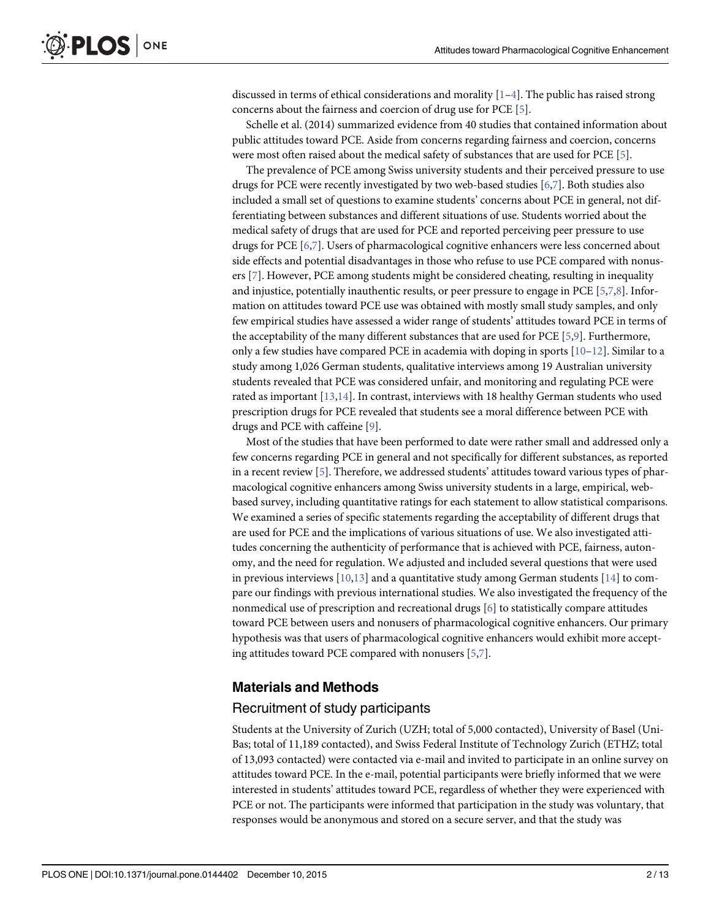discussed in terms of ethical considerations and morality [1–4]. The public has raised strong concerns about the fairness and coercion of drug use for PCE [5].

Schelle et al. (2014) summarized evidence from 40 studies that contained information about public attitudes toward PCE. Aside from concerns regarding fairness and coercion, concerns were most often raised about the medical safety of substances that are used for PCE [5].

The prevalence of PCE among Swiss university students and their perceived pressure to use drugs for PCE were recently investigated by two web-based studies [6,7]. Both studies also included a small set of questions to examine students' concerns about PCE in general, not differentiating between substances and different situations of use. Students worried about the medical safety of drugs that are used for PCE and reported perceiving peer pressure to use drugs for PCE [6,7]. Users of pharmacological cognitive enhancers were less concerned about side effects and potential disadvantages in those who refuse to use PCE compared with nonusers [7]. However, PCE among students might be considered cheating, resulting in inequality and injustice, potentially inauthentic results, or peer pressure to engage in PCE [5,7,8]. Information on attitudes toward PCE use was obtained with mostly small study samples, and only few empirical studies have assessed a wider range of students' attitudes toward PCE in terms of the acceptability of the many different substances that are used for PCE [5,9]. Furthermore, only a few studies have compared PCE in academia with doping in sports [10–12]. Similar to a study among 1,026 German students, qualitative interviews among 19 Australian university students revealed that PCE was considered unfair, and monitoring and regulating PCE were rated as important [13,14]. In contrast, interviews with 18 healthy German students who used prescription drugs for PCE revealed that students see a moral difference between PCE with drugs and PCE with caffeine [9].

Most of the studies that have been performed to date were rather small and addressed only a few concerns regarding PCE in general and not specifically for different substances, as reported in a recent review [5]. Therefore, we addressed students' attitudes toward various types of pharmacological cognitive enhancers among Swiss university students in a large, empirical, web-based survey, including quantitative ratings for each statement to allow statistical comparisons. We examined a series of specific statements regarding the acceptability of different drugs that are used for PCE and the implications of various situations of use. We also investigated attitudes concerning the authenticity of performance that is achieved with PCE, fairness, autonomy, and the need for regulation. We adjusted and included several questions that were used in previous interviews [10,13] and a quantitative study among German students [14] to compare our findings with previous international studies. We also investigated the frequency of the nonmedical use of prescription and recreational drugs [6] to statistically compare attitudes toward PCE between users and nonusers of pharmacological cognitive enhancers. Our primary hypothesis was that users of pharmacological cognitive enhancers would exhibit more accepting attitudes toward PCE compared with nonusers [5,7].

## Materials and Methods

### Recruitment of study participants

Students at the University of Zurich (UZH; total of 5,000 contacted), University of Basel (UniBas; total of 11,189 contacted), and Swiss Federal Institute of Technology Zurich (ETHZ; total of 13,093 contacted) were contacted via e-mail and invited to participate in an online survey on attitudes toward PCE. In the e-mail, potential participants were briefly informed that we were interested in students' attitudes toward PCE, regardless of whether they were experienced with PCE or not. The participants were informed that participation in the study was voluntary, that responses would be anonymous and stored on a secure server, and that the study was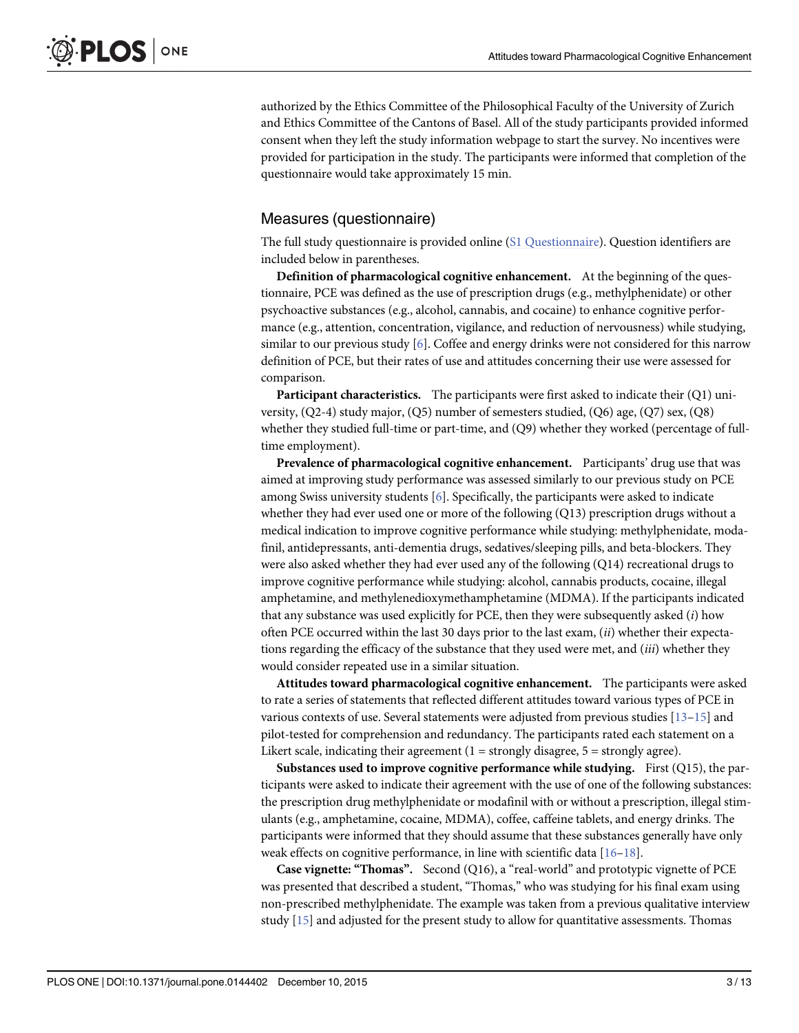authorized by the Ethics Committee of the Philosophical Faculty of the University of Zurich and Ethics Committee of the Cantons of Basel. All of the study participants provided informed consent when they left the study information webpage to start the survey. No incentives were provided for participation in the study. The participants were informed that completion of the questionnaire would take approximately 15 min.

## Measures (questionnaire)

The full study questionnaire is provided online (S1 Questionnaire). Question identifiers are included below in parentheses.

**Definition of pharmacological cognitive enhancement.** At the beginning of the questionnaire, PCE was defined as the use of prescription drugs (e.g., methylphenidate) or other psychoactive substances (e.g., alcohol, cannabis, and cocaine) to enhance cognitive performance (e.g., attention, concentration, vigilance, and reduction of nervousness) while studying, similar to our previous study [6]. Coffee and energy drinks were not considered for this narrow definition of PCE, but their rates of use and attitudes concerning their use were assessed for comparison.

**Participant characteristics.** The participants were first asked to indicate their (Q1) university, (Q2-4) study major, (Q5) number of semesters studied, (Q6) age, (Q7) sex, (Q8) whether they studied full-time or part-time, and (Q9) whether they worked (percentage of full-time employment).

**Prevalence of pharmacological cognitive enhancement.** Participants' drug use that was aimed at improving study performance was assessed similarly to our previous study on PCE among Swiss university students [6]. Specifically, the participants were asked to indicate whether they had ever used one or more of the following (Q13) prescription drugs without a medical indication to improve cognitive performance while studying: methylphenidate, modafinil, antidepressants, anti-dementia drugs, sedatives/sleeping pills, and beta-blockers. They were also asked whether they had ever used any of the following (Q14) recreational drugs to improve cognitive performance while studying: alcohol, cannabis products, cocaine, illegal amphetamine, and methylenedioxymethamphetamine (MDMA). If the participants indicated that any substance was used explicitly for PCE, then they were subsequently asked (*i*) how often PCE occurred within the last 30 days prior to the last exam, (*ii*) whether their expectations regarding the efficacy of the substance that they used were met, and (*iii*) whether they would consider repeated use in a similar situation.

**Attitudes toward pharmacological cognitive enhancement.** The participants were asked to rate a series of statements that reflected different attitudes toward various types of PCE in various contexts of use. Several statements were adjusted from previous studies [13–15] and pilot-tested for comprehension and redundancy. The participants rated each statement on a Likert scale, indicating their agreement (1 = strongly disagree, 5 = strongly agree).

**Substances used to improve cognitive performance while studying.** First (Q15), the participants were asked to indicate their agreement with the use of one of the following substances: the prescription drug methylphenidate or modafinil with or without a prescription, illegal stimulants (e.g., amphetamine, cocaine, MDMA), coffee, caffeine tablets, and energy drinks. The participants were informed that they should assume that these substances generally have only weak effects on cognitive performance, in line with scientific data [16–18].

**Case vignette: "Thomas".** Second (Q16), a "real-world" and prototypic vignette of PCE was presented that described a student, "Thomas," who was studying for his final exam using non-prescribed methylphenidate. The example was taken from a previous qualitative interview study [15] and adjusted for the present study to allow for quantitative assessments. Thomas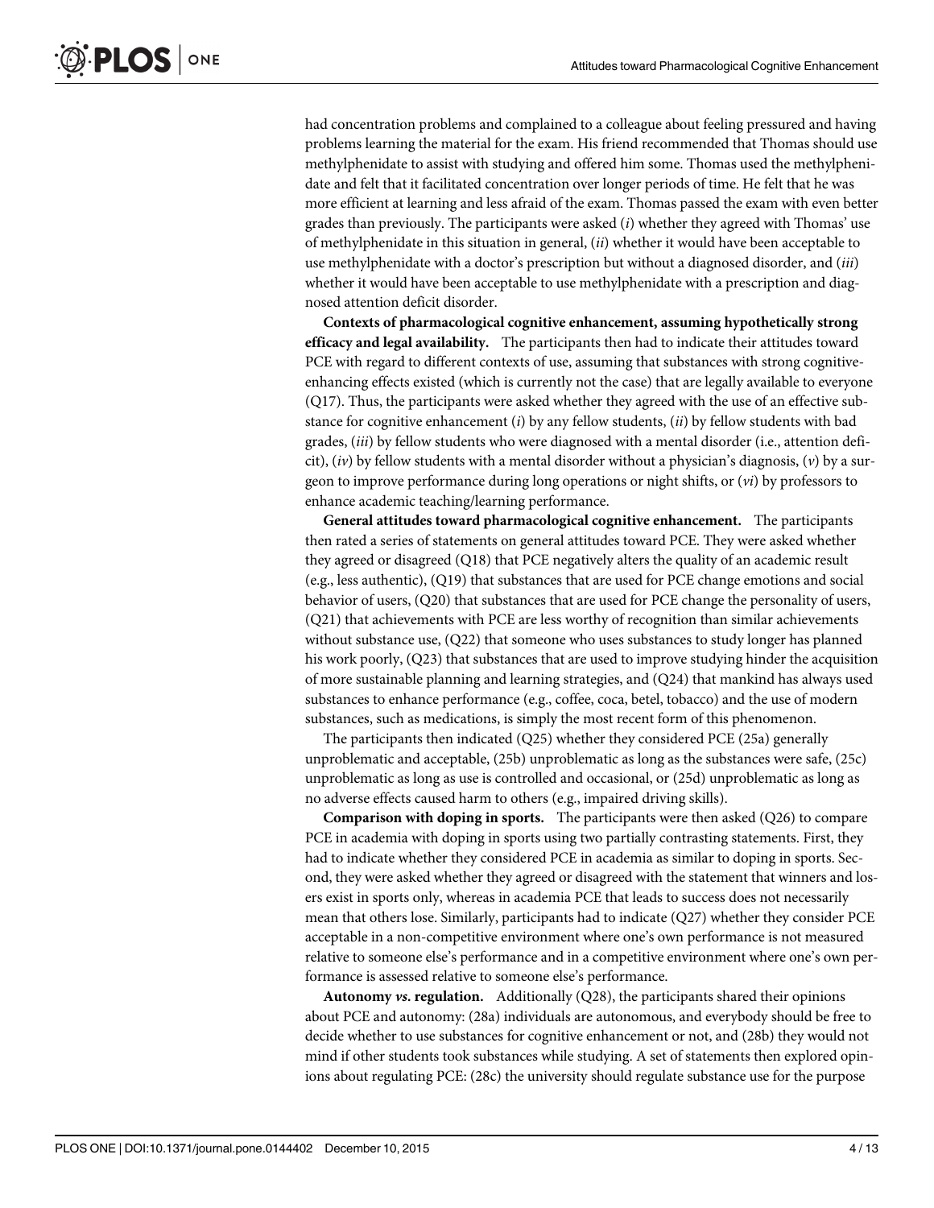had concentration problems and complained to a colleague about feeling pressured and having problems learning the material for the exam. His friend recommended that Thomas should use methylphenidate to assist with studying and offered him some. Thomas used the methylphenidate and felt that it facilitated concentration over longer periods of time. He felt that he was more efficient at learning and less afraid of the exam. Thomas passed the exam with even better grades than previously. The participants were asked (*i*) whether they agreed with Thomas' use of methylphenidate in this situation in general, (*ii*) whether it would have been acceptable to use methylphenidate with a doctor's prescription but without a diagnosed disorder, and (*iii*) whether it would have been acceptable to use methylphenidate with a prescription and diagnosed attention deficit disorder.

**Contexts of pharmacological cognitive enhancement, assuming hypothetically strong efficacy and legal availability.** The participants then had to indicate their attitudes toward PCE with regard to different contexts of use, assuming that substances with strong cognitive-enhancing effects existed (which is currently not the case) that are legally available to everyone (Q17). Thus, the participants were asked whether they agreed with the use of an effective substance for cognitive enhancement (*i*) by any fellow students, (*ii*) by fellow students with bad grades, (*iii*) by fellow students who were diagnosed with a mental disorder (i.e., attention deficit), (*iv*) by fellow students with a mental disorder without a physician's diagnosis, (*v*) by a surgeon to improve performance during long operations or night shifts, or (*vi*) by professors to enhance academic teaching/learning performance.

**General attitudes toward pharmacological cognitive enhancement.** The participants then rated a series of statements on general attitudes toward PCE. They were asked whether they agreed or disagreed (Q18) that PCE negatively alters the quality of an academic result (e.g., less authentic), (Q19) that substances that are used for PCE change emotions and social behavior of users, (Q20) that substances that are used for PCE change the personality of users, (Q21) that achievements with PCE are less worthy of recognition than similar achievements without substance use, (Q22) that someone who uses substances to study longer has planned his work poorly, (Q23) that substances that are used to improve studying hinder the acquisition of more sustainable planning and learning strategies, and (Q24) that mankind has always used substances to enhance performance (e.g., coffee, coca, betel, tobacco) and the use of modern substances, such as medications, is simply the most recent form of this phenomenon.

The participants then indicated (Q25) whether they considered PCE (25a) generally unproblematic and acceptable, (25b) unproblematic as long as the substances were safe, (25c) unproblematic as long as use is controlled and occasional, or (25d) unproblematic as long as no adverse effects caused harm to others (e.g., impaired driving skills).

**Comparison with doping in sports.** The participants were then asked (Q26) to compare PCE in academia with doping in sports using two partially contrasting statements. First, they had to indicate whether they considered PCE in academia as similar to doping in sports. Second, they were asked whether they agreed or disagreed with the statement that winners and losers exist in sports only, whereas in academia PCE that leads to success does not necessarily mean that others lose. Similarly, participants had to indicate (Q27) whether they consider PCE acceptable in a non-competitive environment where one's own performance is not measured relative to someone else's performance and in a competitive environment where one's own performance is assessed relative to someone else's performance.

**Autonomy *vs*. regulation.** Additionally (Q28), the participants shared their opinions about PCE and autonomy: (28a) individuals are autonomous, and everybody should be free to decide whether to use substances for cognitive enhancement or not, and (28b) they would not mind if other students took substances while studying. A set of statements then explored opinions about regulating PCE: (28c) the university should regulate substance use for the purpose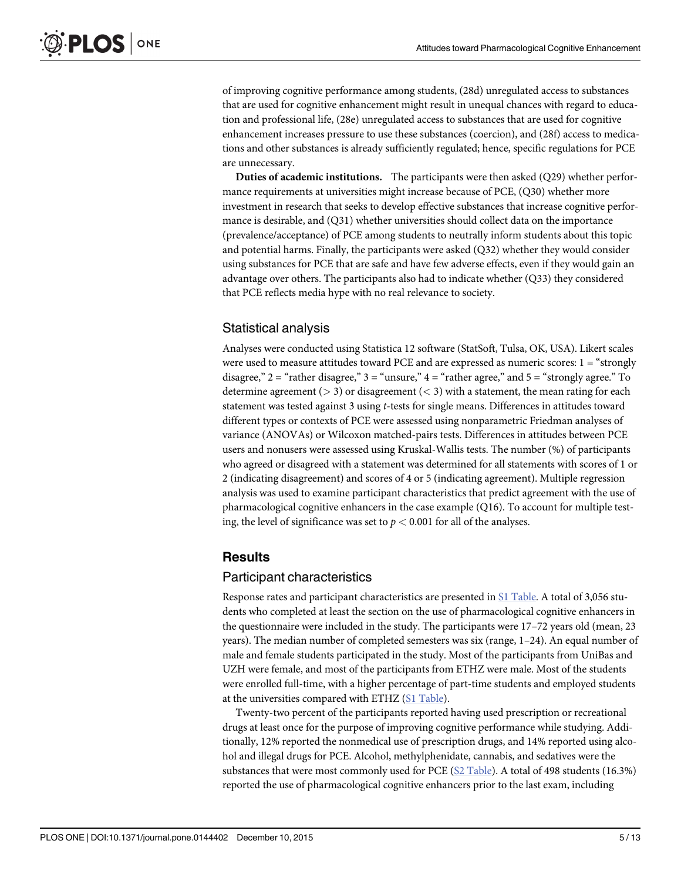of improving cognitive performance among students, (28d) unregulated access to substances that are used for cognitive enhancement might result in unequal chances with regard to education and professional life, (28e) unregulated access to substances that are used for cognitive enhancement increases pressure to use these substances (coercion), and (28f) access to medications and other substances is already sufficiently regulated; hence, specific regulations for PCE are unnecessary.

**Duties of academic institutions.** The participants were then asked (Q29) whether performance requirements at universities might increase because of PCE, (Q30) whether more investment in research that seeks to develop effective substances that increase cognitive performance is desirable, and (Q31) whether universities should collect data on the importance (prevalence/acceptance) of PCE among students to neutrally inform students about this topic and potential harms. Finally, the participants were asked (Q32) whether they would consider using substances for PCE that are safe and have few adverse effects, even if they would gain an advantage over others. The participants also had to indicate whether (Q33) they considered that PCE reflects media hype with no real relevance to society.

## Statistical analysis

Analyses were conducted using Statistica 12 software (StatSoft, Tulsa, OK, USA). Likert scales were used to measure attitudes toward PCE and are expressed as numeric scores: 1 = "strongly disagree," 2 = "rather disagree," 3 = "unsure," 4 = "rather agree," and 5 = "strongly agree." To determine agreement ($> 3$) or disagreement ($< 3$) with a statement, the mean rating for each statement was tested against 3 using *t*-tests for single means. Differences in attitudes toward different types or contexts of PCE were assessed using nonparametric Friedman analyses of variance (ANOVAs) or Wilcoxon matched-pairs tests. Differences in attitudes between PCE users and nonusers were assessed using Kruskal-Wallis tests. The number (%) of participants who agreed or disagreed with a statement was determined for all statements with scores of 1 or 2 (indicating disagreement) and scores of 4 or 5 (indicating agreement). Multiple regression analysis was used to examine participant characteristics that predict agreement with the use of pharmacological cognitive enhancers in the case example (Q16). To account for multiple testing, the level of significance was set to $p < 0.001$ for all of the analyses.

# Results

## Participant characteristics

Response rates and participant characteristics are presented in S1 Table. A total of 3,056 students who completed at least the section on the use of pharmacological cognitive enhancers in the questionnaire were included in the study. The participants were 17–72 years old (mean, 23 years). The median number of completed semesters was six (range, 1–24). An equal number of male and female students participated in the study. Most of the participants from UniBas and UZH were female, and most of the participants from ETHZ were male. Most of the students were enrolled full-time, with a higher percentage of part-time students and employed students at the universities compared with ETHZ (S1 Table).

Twenty-two percent of the participants reported having used prescription or recreational drugs at least once for the purpose of improving cognitive performance while studying. Additionally, 12% reported the nonmedical use of prescription drugs, and 14% reported using alcohol and illegal drugs for PCE. Alcohol, methylphenidate, cannabis, and sedatives were the substances that were most commonly used for PCE (S2 Table). A total of 498 students (16.3%) reported the use of pharmacological cognitive enhancers prior to the last exam, including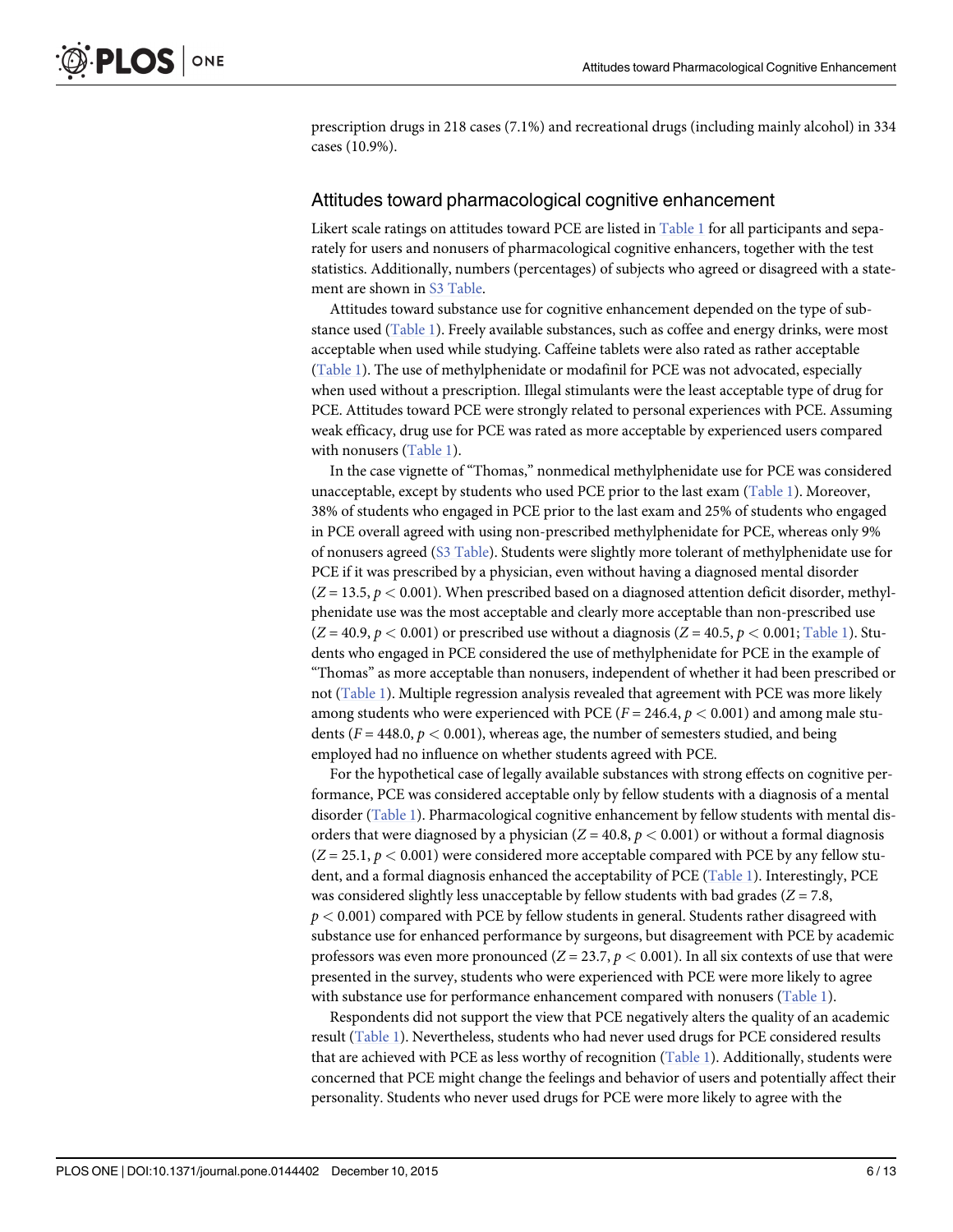prescription drugs in 218 cases (7.1%) and recreational drugs (including mainly alcohol) in 334 cases (10.9%).

## Attitudes toward pharmacological cognitive enhancement

Likert scale ratings on attitudes toward PCE are listed in Table 1 for all participants and separately for users and nonusers of pharmacological cognitive enhancers, together with the test statistics. Additionally, numbers (percentages) of subjects who agreed or disagreed with a statement are shown in S3 Table.

Attitudes toward substance use for cognitive enhancement depended on the type of substance used (Table 1). Freely available substances, such as coffee and energy drinks, were most acceptable when used while studying. Caffeine tablets were also rated as rather acceptable (Table 1). The use of methylphenidate or modafinil for PCE was not advocated, especially when used without a prescription. Illegal stimulants were the least acceptable type of drug for PCE. Attitudes toward PCE were strongly related to personal experiences with PCE. Assuming weak efficacy, drug use for PCE was rated as more acceptable by experienced users compared with nonusers (Table 1).

In the case vignette of "Thomas," nonmedical methylphenidate use for PCE was considered unacceptable, except by students who used PCE prior to the last exam (Table 1). Moreover, 38% of students who engaged in PCE prior to the last exam and 25% of students who engaged in PCE overall agreed with using non-prescribed methylphenidate for PCE, whereas only 9% of nonusers agreed (S3 Table). Students were slightly more tolerant of methylphenidate use for PCE if it was prescribed by a physician, even without having a diagnosed mental disorder ($Z = 13.5$, $p < 0.001$). When prescribed based on a diagnosed attention deficit disorder, methylphenidate use was the most acceptable and clearly more acceptable than non-prescribed use ($Z = 40.9$, $p < 0.001$) or prescribed use without a diagnosis ($Z = 40.5$, $p < 0.001$; Table 1). Students who engaged in PCE considered the use of methylphenidate for PCE in the example of "Thomas" as more acceptable than nonusers, independent of whether it had been prescribed or not (Table 1). Multiple regression analysis revealed that agreement with PCE was more likely among students who were experienced with PCE ($F = 246.4$, $p < 0.001$) and among male students ($F = 448.0$, $p < 0.001$), whereas age, the number of semesters studied, and being employed had no influence on whether students agreed with PCE.

For the hypothetical case of legally available substances with strong effects on cognitive performance, PCE was considered acceptable only by fellow students with a diagnosis of a mental disorder (Table 1). Pharmacological cognitive enhancement by fellow students with mental disorders that were diagnosed by a physician ($Z = 40.8$, $p < 0.001$) or without a formal diagnosis ($Z = 25.1$, $p < 0.001$) were considered more acceptable compared with PCE by any fellow student, and a formal diagnosis enhanced the acceptability of PCE (Table 1). Interestingly, PCE was considered slightly less unacceptable by fellow students with bad grades ($Z = 7.8$, $p < 0.001$) compared with PCE by fellow students in general. Students rather disagreed with substance use for enhanced performance by surgeons, but disagreement with PCE by academic professors was even more pronounced ($Z = 23.7$, $p < 0.001$). In all six contexts of use that were presented in the survey, students who were experienced with PCE were more likely to agree with substance use for performance enhancement compared with nonusers (Table 1).

Respondents did not support the view that PCE negatively alters the quality of an academic result (Table 1). Nevertheless, students who had never used drugs for PCE considered results that are achieved with PCE as less worthy of recognition (Table 1). Additionally, students were concerned that PCE might change the feelings and behavior of users and potentially affect their personality. Students who never used drugs for PCE were more likely to agree with the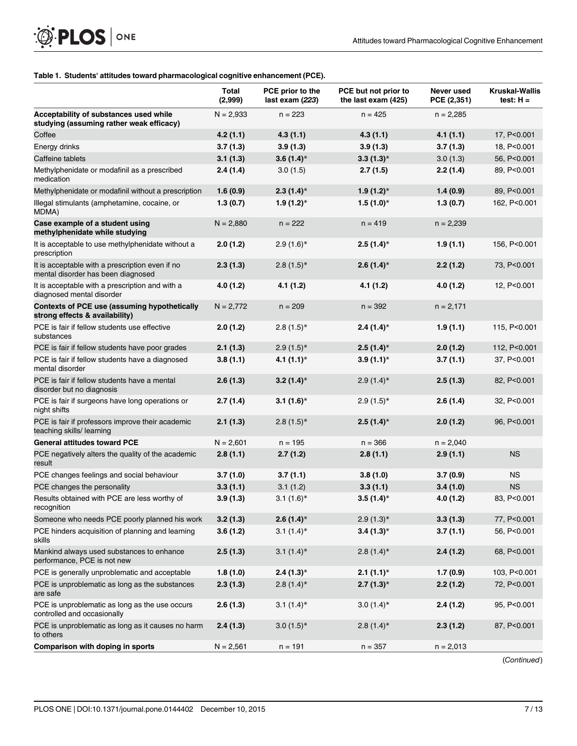**Table 1. Students' attitudes toward pharmacological cognitive enhancement (PCE).**

| | Total (2,999) | PCE prior to the last exam (*223*) | PCE but not prior to the last exam (425) | Never used PCE (2,351) | Kruskal-Wallis test: H = |
|---|---|---|---|---|---|
| **Acceptability of substances used while studying (assuming rather weak efficacy)** | N = 2,933 | n = 223 | n = 425 | n = 2,285 | |
| Coffee | **4.2 (1.1)** | **4.3 (1.1)** | **4.3 (1.1)** | **4.1 (1.1)** | 17, P<0.001 |
| Energy drinks | **3.7 (1.3)** | **3.9 (1.3)** | **3.9 (1.3)** | **3.7 (1.3)** | 18, P<0.001 |
| Caffeine tablets | **3.1 (1.3)** | **3.6 (1.4)*** | **3.3 (1.3)*** | 3.0 (1.3) | 56, P<0.001 |
| Methylphenidate or modafinil as a prescribed medication | **2.4 (1.4)** | 3.0 (1.5) | **2.7 (1.5)** | **2.2 (1.4)** | 89, P<0.001 |
| Methylphenidate or modafinil without a prescription | **1.6 (0.9)** | **2.3 (1.4)*** | **1.9 (1.2)*** | **1.4 (0.9)** | 89, P<0.001 |
| Illegal stimulants (amphetamine, cocaine, or MDMA) | **1.3 (0.7)** | **1.9 (1.2)*** | **1.5 (1.0)*** | **1.3 (0.7)** | 162, P<0.001 |
| **Case example of a student using methylphenidate while studying** | N = 2,880 | n = 222 | n = 419 | n = 2,239 | |
| It is acceptable to use methylphenidate without a prescription | **2.0 (1.2)** | 2.9 (1.6)* | **2.5 (1.4)*** | **1.9 (1.1)** | 156, P<0.001 |
| It is acceptable with a prescription even if no mental disorder has been diagnosed | **2.3 (1.3)** | 2.8 (1.5)* | **2.6 (1.4)*** | **2.2 (1.2)** | 73, P<0.001 |
| It is acceptable with a prescription and with a diagnosed mental disorder | **4.0 (1.2)** | **4.1 (1.2)** | **4.1 (1.2)** | **4.0 (1.2)** | 12, P<0.001 |
| **Contexts of PCE use (assuming hypothetically strong effects & availability)** | N = 2,772 | n = 209 | n = 392 | n = 2,171 | |
| PCE is fair if fellow students use effective substances | **2.0 (1.2)** | 2.8 (1.5)* | **2.4 (1.4)*** | **1.9 (1.1)** | 115, P<0.001 |
| PCE is fair if fellow students have poor grades | **2.1 (1.3)** | 2.9 (1.5)* | **2.5 (1.4)*** | **2.0 (1.2)** | 112, P<0.001 |
| PCE is fair if fellow students have a diagnosed mental disorder | **3.8 (1.1)** | **4.1 (1.1)*** | **3.9 (1.1)*** | **3.7 (1.1)** | 37, P<0.001 |
| PCE is fair if fellow students have a mental disorder but no diagnosis | **2.6 (1.3)** | **3.2 (1.4)*** | 2.9 (1.4)* | **2.5 (1.3)** | 82, P<0.001 |
| PCE is fair if surgeons have long operations or night shifts | **2.7 (1.4)** | **3.1 (1.6)*** | 2.9 (1.5)* | **2.6 (1.4)** | 32, P<0.001 |
| PCE is fair if professors improve their academic teaching skills/ learning | **2.1 (1.3)** | 2.8 (1.5)* | **2.5 (1.4)*** | **2.0 (1.2)** | 96, P<0.001 |
| **General attitudes toward PCE** | N = 2,601 | n = 195 | n = 366 | n = 2,040 | |
| PCE negatively alters the quality of the academic result | **2.8 (1.1)** | **2.7 (1.2)** | **2.8 (1.1)** | **2.9 (1.1)** | NS |
| PCE changes feelings and social behaviour | **3.7 (1.0)** | **3.7 (1.1)** | **3.8 (1.0)** | **3.7 (0.9)** | NS |
| PCE changes the personality | **3.3 (1.1)** | 3.1 (1.2) | **3.3 (1.1)** | **3.4 (1.0)** | NS |
| Results obtained with PCE are less worthy of recognition | **3.9 (1.3)** | 3.1 (1.6)* | **3.5 (1.4)*** | **4.0 (1.2)** | 83, P<0.001 |
| Someone who needs PCE poorly planned his work | **3.2 (1.3)** | **2.6 (1.4)*** | 2.9 (1.3)* | **3.3 (1.3)** | 77, P<0.001 |
| PCE hinders acquisition of planning and learning skills | **3.6 (1.2)** | 3.1 (1.4)* | **3.4 (1.3)*** | **3.7 (1.1)** | 56, P<0.001 |
| Mankind always used substances to enhance performance, PCE is not new | **2.5 (1.3)** | 3.1 (1.4)* | 2.8 (1.4)* | **2.4 (1.2)** | 68, P<0.001 |
| PCE is generally unproblematic and acceptable | **1.8 (1.0)** | **2.4 (1.3)*** | **2.1 (1.1)*** | **1.7 (0.9)** | 103, P<0.001 |
| PCE is unproblematic as long as the substances are safe | **2.3 (1.3)** | 2.8 (1.4)* | **2.7 (1.3)*** | **2.2 (1.2)** | 72, P<0.001 |
| PCE is unproblematic as long as the use occurs controlled and occasionally | **2.6 (1.3)** | 3.1 (1.4)* | 3.0 (1.4)* | **2.4 (1.2)** | 95, P<0.001 |
| PCE is unproblematic as long as it causes no harm to others | **2.4 (1.3)** | 3.0 (1.5)* | 2.8 (1.4)* | **2.3 (1.2)** | 87, P<0.001 |
| **Comparison with doping in sports** | N = 2,561 | n = 191 | n = 357 | n = 2,013 | |

(*Continued*)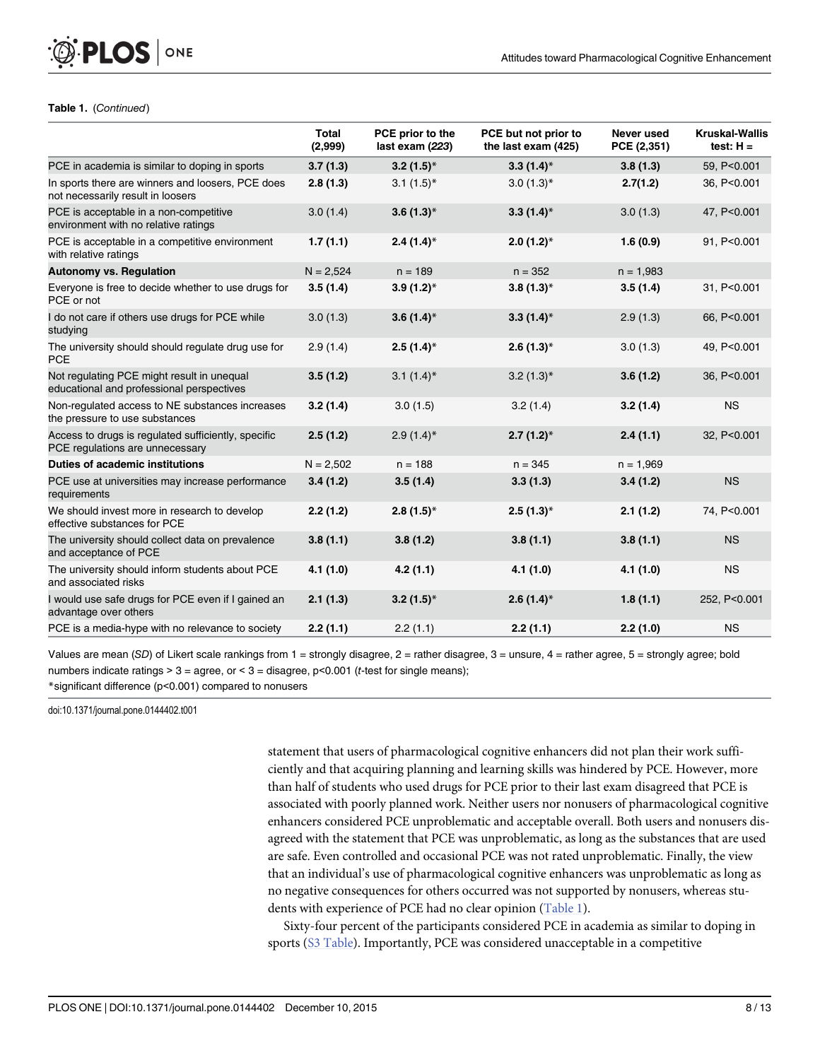**Table 1.** (*Continued*)

| | Total (2,999) | PCE prior to the last exam (*223*) | PCE but not prior to the last exam (425) | Never used PCE (2,351) | Kruskal-Wallis test: H = |
|---|---|---|---|---|---|
| PCE in academia is similar to doping in sports | **3.7 (1.3)** | **3.2 (1.5)***| **3.3 (1.4)*** | **3.8 (1.3)** | 59, P<0.001 |
| In sports there are winners and loosers, PCE does not necessarily result in loosers | **2.8 (1.3)** | 3.1 (1.5)* | 3.0 (1.3)* | **2.7(1.2)** | 36, P<0.001 |
| PCE is acceptable in a non-competitive environment with no relative ratings | 3.0 (1.4) | **3.6 (1.3)*** | **3.3 (1.4)*** | 3.0 (1.3) | 47, P<0.001 |
| PCE is acceptable in a competitive environment with relative ratings | **1.7 (1.1)** | **2.4 (1.4)*** | **2.0 (1.2)*** | **1.6 (0.9)** | 91, P<0.001 |
| **Autonomy vs. Regulation** | N = 2,524 | n = 189 | n = 352 | n = 1,983 | |
| Everyone is free to decide whether to use drugs for PCE or not | **3.5 (1.4)** | **3.9 (1.2)*** | **3.8 (1.3)*** | **3.5 (1.4)** | 31, P<0.001 |
| I do not care if others use drugs for PCE while studying | 3.0 (1.3) | **3.6 (1.4)*** | **3.3 (1.4)*** | 2.9 (1.3) | 66, P<0.001 |
| The university should should regulate drug use for PCE | 2.9 (1.4) | **2.5 (1.4)*** | **2.6 (1.3)*** | 3.0 (1.3) | 49, P<0.001 |
| Not regulating PCE might result in unequal educational and professional perspectives | **3.5 (1.2)** | 3.1 (1.4)* | 3.2 (1.3)* | **3.6 (1.2)** | 36, P<0.001 |
| Non-regulated access to NE substances increases the pressure to use substances | **3.2 (1.4)** | 3.0 (1.5) | 3.2 (1.4) | **3.2 (1.4)** | NS |
| Access to drugs is regulated sufficiently, specific PCE regulations are unnecessary | **2.5 (1.2)** | 2.9 (1.4)* | **2.7 (1.2)*** | **2.4 (1.1)** | 32, P<0.001 |
| **Duties of academic institutions** | N = 2,502 | n = 188 | n = 345 | n = 1,969 | |
| PCE use at universities may increase performance requirements | **3.4 (1.2)** | **3.5 (1.4)** | **3.3 (1.3)** | **3.4 (1.2)** | NS |
| We should invest more in research to develop effective substances for PCE | **2.2 (1.2)** | **2.8 (1.5)*** | **2.5 (1.3)*** | **2.1 (1.2)** | 74, P<0.001 |
| The university should collect data on prevalence and acceptance of PCE | **3.8 (1.1)** | **3.8 (1.2)** | **3.8 (1.1)** | **3.8 (1.1)** | NS |
| The university should inform students about PCE and associated risks | **4.1 (1.0)** | **4.2 (1.1)** | **4.1 (1.0)** | **4.1 (1.0)** | NS |
| I would use safe drugs for PCE even if I gained an advantage over others | **2.1 (1.3)** | **3.2 (1.5)*** | **2.6 (1.4)*** | **1.8 (1.1)** | 252, P<0.001 |
| PCE is a media-hype with no relevance to society | **2.2 (1.1)** | 2.2 (1.1) | **2.2 (1.1)** | **2.2 (1.0)** | NS |

Values are mean (*SD*) of Likert scale rankings from 1 = strongly disagree, 2 = rather disagree, 3 = unsure, 4 = rather agree, 5 = strongly agree; bold numbers indicate ratings > 3 = agree, or < 3 = disagree, p<0.001 (*t*-test for single means);
*significant difference (p<0.001) compared to nonusers

doi:10.1371/journal.pone.0144402.t001

statement that users of pharmacological cognitive enhancers did not plan their work sufficiently and that acquiring planning and learning skills was hindered by PCE. However, more than half of students who used drugs for PCE prior to their last exam disagreed that PCE is associated with poorly planned work. Neither users nor nonusers of pharmacological cognitive enhancers considered PCE unproblematic and acceptable overall. Both users and nonusers disagreed with the statement that PCE was unproblematic, as long as the substances that are used are safe. Even controlled and occasional PCE was not rated unproblematic. Finally, the view that an individual's use of pharmacological cognitive enhancers was unproblematic as long as no negative consequences for others occurred was not supported by nonusers, whereas students with experience of PCE had no clear opinion (Table 1).

Sixty-four percent of the participants considered PCE in academia as similar to doping in sports (S3 Table). Importantly, PCE was considered unacceptable in a competitive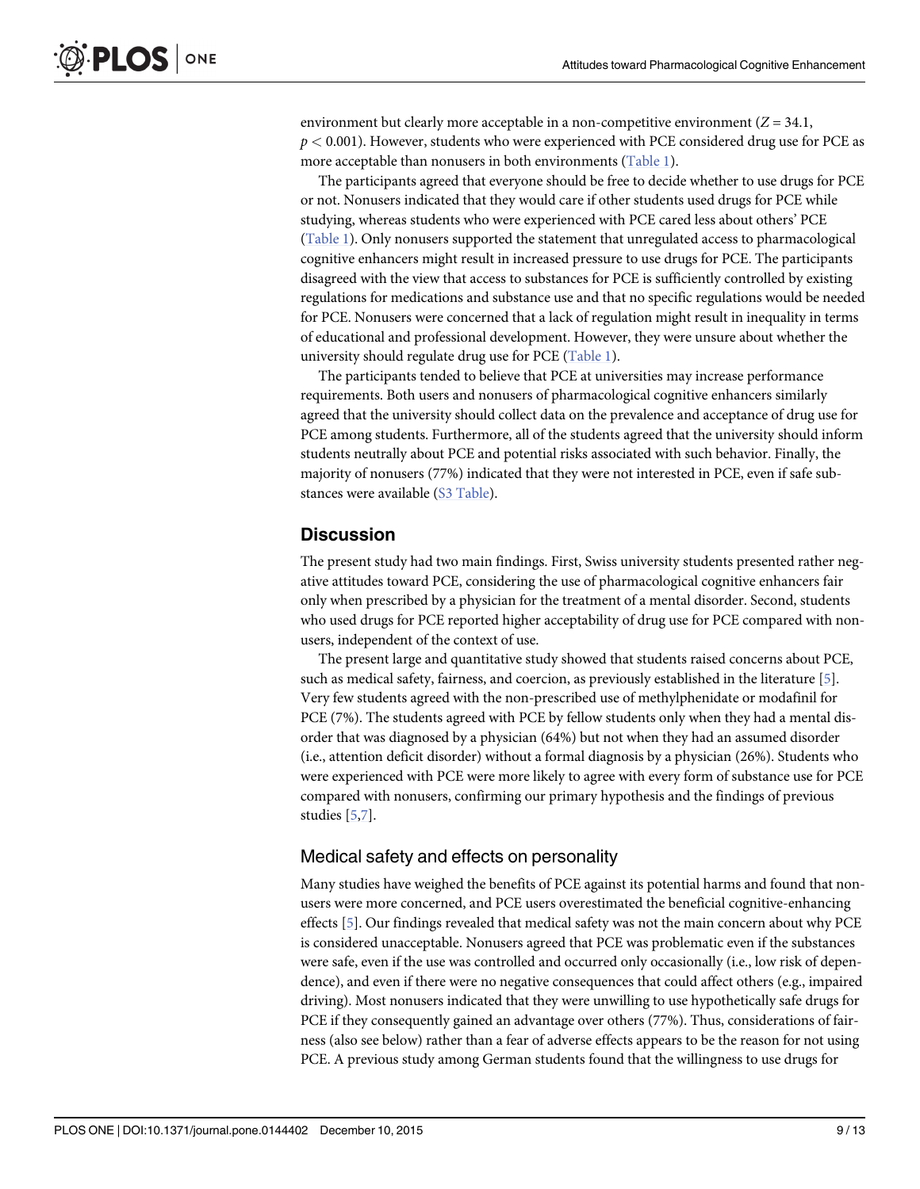environment but clearly more acceptable in a non-competitive environment ($Z = 34.1$, $p < 0.001$). However, students who were experienced with PCE considered drug use for PCE as more acceptable than nonusers in both environments (Table 1).

The participants agreed that everyone should be free to decide whether to use drugs for PCE or not. Nonusers indicated that they would care if other students used drugs for PCE while studying, whereas students who were experienced with PCE cared less about others' PCE (Table 1). Only nonusers supported the statement that unregulated access to pharmacological cognitive enhancers might result in increased pressure to use drugs for PCE. The participants disagreed with the view that access to substances for PCE is sufficiently controlled by existing regulations for medications and substance use and that no specific regulations would be needed for PCE. Nonusers were concerned that a lack of regulation might result in inequality in terms of educational and professional development. However, they were unsure about whether the university should regulate drug use for PCE (Table 1).

The participants tended to believe that PCE at universities may increase performance requirements. Both users and nonusers of pharmacological cognitive enhancers similarly agreed that the university should collect data on the prevalence and acceptance of drug use for PCE among students. Furthermore, all of the students agreed that the university should inform students neutrally about PCE and potential risks associated with such behavior. Finally, the majority of nonusers (77%) indicated that they were not interested in PCE, even if safe substances were available (S3 Table).

## Discussion

The present study had two main findings. First, Swiss university students presented rather negative attitudes toward PCE, considering the use of pharmacological cognitive enhancers fair only when prescribed by a physician for the treatment of a mental disorder. Second, students who used drugs for PCE reported higher acceptability of drug use for PCE compared with nonusers, independent of the context of use.

The present large and quantitative study showed that students raised concerns about PCE, such as medical safety, fairness, and coercion, as previously established in the literature [5]. Very few students agreed with the non-prescribed use of methylphenidate or modafinil for PCE (7%). The students agreed with PCE by fellow students only when they had a mental disorder that was diagnosed by a physician (64%) but not when they had an assumed disorder (i.e., attention deficit disorder) without a formal diagnosis by a physician (26%). Students who were experienced with PCE were more likely to agree with every form of substance use for PCE compared with nonusers, confirming our primary hypothesis and the findings of previous studies [5,7].

### Medical safety and effects on personality

Many studies have weighed the benefits of PCE against its potential harms and found that nonusers were more concerned, and PCE users overestimated the beneficial cognitive-enhancing effects [5]. Our findings revealed that medical safety was not the main concern about why PCE is considered unacceptable. Nonusers agreed that PCE was problematic even if the substances were safe, even if the use was controlled and occurred only occasionally (i.e., low risk of dependence), and even if there were no negative consequences that could affect others (e.g., impaired driving). Most nonusers indicated that they were unwilling to use hypothetically safe drugs for PCE if they consequently gained an advantage over others (77%). Thus, considerations of fairness (also see below) rather than a fear of adverse effects appears to be the reason for not using PCE. A previous study among German students found that the willingness to use drugs for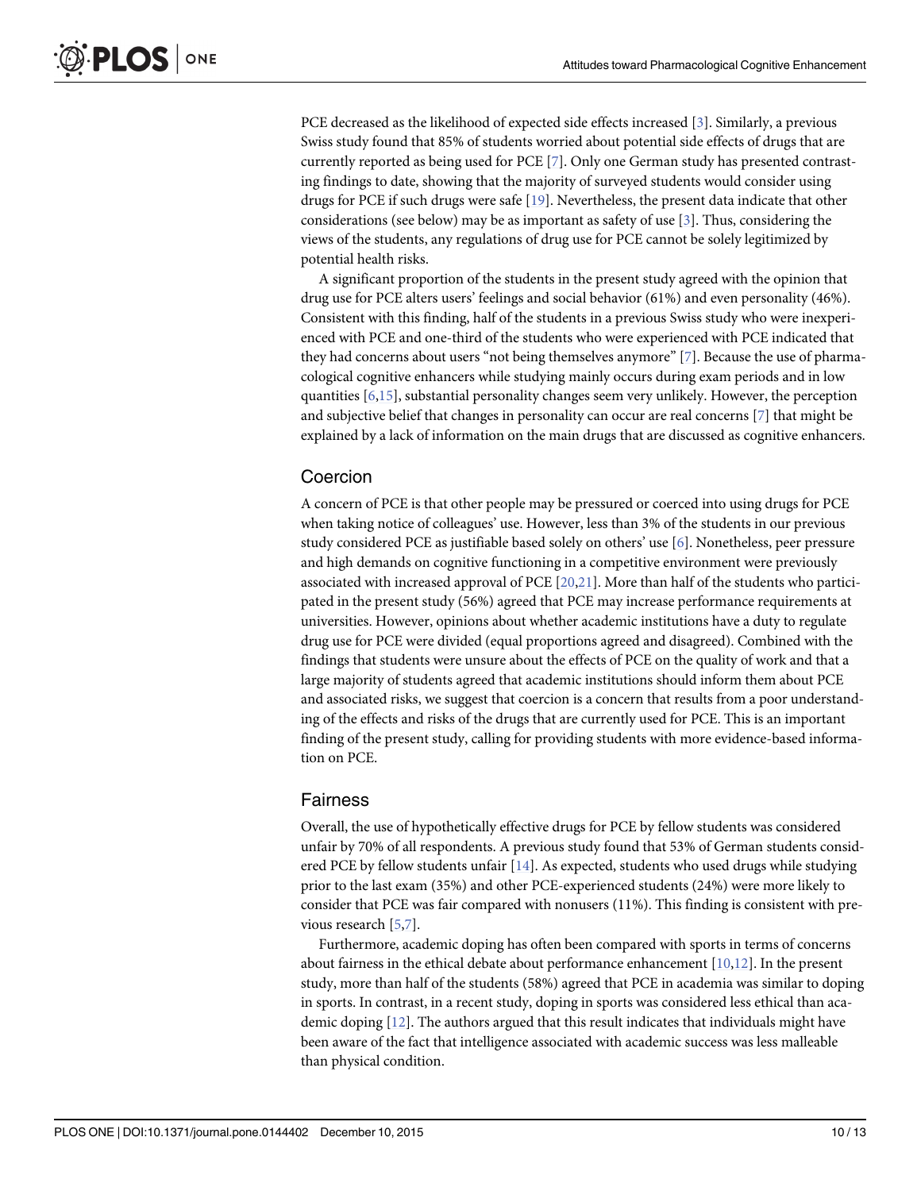PCE decreased as the likelihood of expected side effects increased [3]. Similarly, a previous Swiss study found that 85% of students worried about potential side effects of drugs that are currently reported as being used for PCE [7]. Only one German study has presented contrasting findings to date, showing that the majority of surveyed students would consider using drugs for PCE if such drugs were safe [19]. Nevertheless, the present data indicate that other considerations (see below) may be as important as safety of use [3]. Thus, considering the views of the students, any regulations of drug use for PCE cannot be solely legitimized by potential health risks.

A significant proportion of the students in the present study agreed with the opinion that drug use for PCE alters users' feelings and social behavior (61%) and even personality (46%). Consistent with this finding, half of the students in a previous Swiss study who were inexperienced with PCE and one-third of the students who were experienced with PCE indicated that they had concerns about users "not being themselves anymore" [7]. Because the use of pharmacological cognitive enhancers while studying mainly occurs during exam periods and in low quantities [6,15], substantial personality changes seem very unlikely. However, the perception and subjective belief that changes in personality can occur are real concerns [7] that might be explained by a lack of information on the main drugs that are discussed as cognitive enhancers.

## Coercion

A concern of PCE is that other people may be pressured or coerced into using drugs for PCE when taking notice of colleagues' use. However, less than 3% of the students in our previous study considered PCE as justifiable based solely on others' use [6]. Nonetheless, peer pressure and high demands on cognitive functioning in a competitive environment were previously associated with increased approval of PCE [20,21]. More than half of the students who participated in the present study (56%) agreed that PCE may increase performance requirements at universities. However, opinions about whether academic institutions have a duty to regulate drug use for PCE were divided (equal proportions agreed and disagreed). Combined with the findings that students were unsure about the effects of PCE on the quality of work and that a large majority of students agreed that academic institutions should inform them about PCE and associated risks, we suggest that coercion is a concern that results from a poor understanding of the effects and risks of the drugs that are currently used for PCE. This is an important finding of the present study, calling for providing students with more evidence-based information on PCE.

## Fairness

Overall, the use of hypothetically effective drugs for PCE by fellow students was considered unfair by 70% of all respondents. A previous study found that 53% of German students considered PCE by fellow students unfair [14]. As expected, students who used drugs while studying prior to the last exam (35%) and other PCE-experienced students (24%) were more likely to consider that PCE was fair compared with nonusers (11%). This finding is consistent with previous research [5,7].

Furthermore, academic doping has often been compared with sports in terms of concerns about fairness in the ethical debate about performance enhancement [10,12]. In the present study, more than half of the students (58%) agreed that PCE in academia was similar to doping in sports. In contrast, in a recent study, doping in sports was considered less ethical than academic doping [12]. The authors argued that this result indicates that individuals might have been aware of the fact that intelligence associated with academic success was less malleable than physical condition.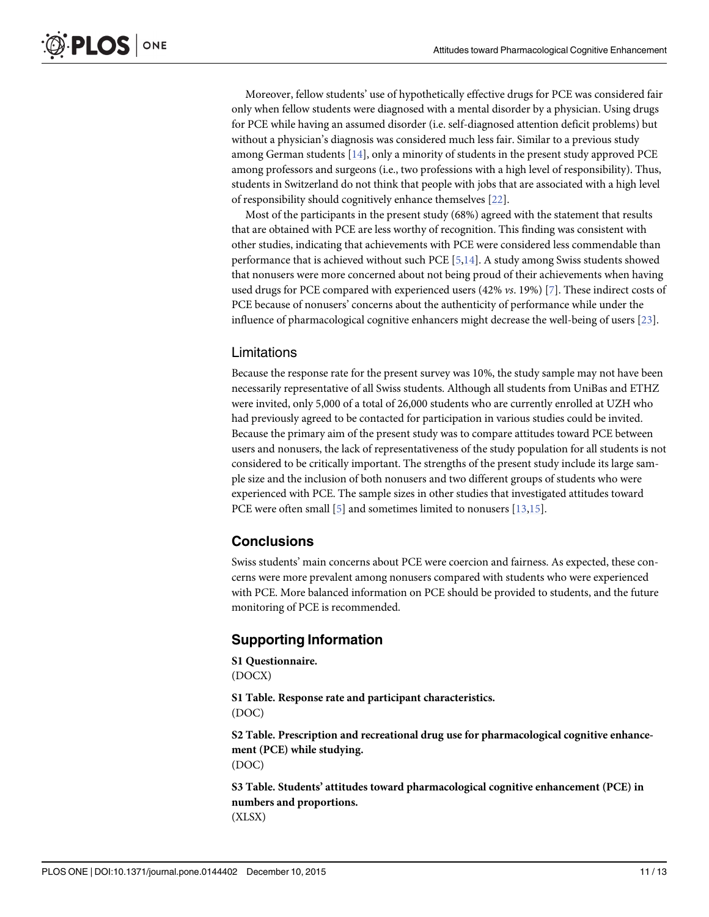Moreover, fellow students' use of hypothetically effective drugs for PCE was considered fair only when fellow students were diagnosed with a mental disorder by a physician. Using drugs for PCE while having an assumed disorder (i.e. self-diagnosed attention deficit problems) but without a physician's diagnosis was considered much less fair. Similar to a previous study among German students [14], only a minority of students in the present study approved PCE among professors and surgeons (i.e., two professions with a high level of responsibility). Thus, students in Switzerland do not think that people with jobs that are associated with a high level of responsibility should cognitively enhance themselves [22].

Most of the participants in the present study (68%) agreed with the statement that results that are obtained with PCE are less worthy of recognition. This finding was consistent with other studies, indicating that achievements with PCE were considered less commendable than performance that is achieved without such PCE [5,14]. A study among Swiss students showed that nonusers were more concerned about not being proud of their achievements when having used drugs for PCE compared with experienced users (42% *vs*. 19%) [7]. These indirect costs of PCE because of nonusers' concerns about the authenticity of performance while under the influence of pharmacological cognitive enhancers might decrease the well-being of users [23].

### Limitations

Because the response rate for the present survey was 10%, the study sample may not have been necessarily representative of all Swiss students. Although all students from UniBas and ETHZ were invited, only 5,000 of a total of 26,000 students who are currently enrolled at UZH who had previously agreed to be contacted for participation in various studies could be invited. Because the primary aim of the present study was to compare attitudes toward PCE between users and nonusers, the lack of representativeness of the study population for all students is not considered to be critically important. The strengths of the present study include its large sample size and the inclusion of both nonusers and two different groups of students who were experienced with PCE. The sample sizes in other studies that investigated attitudes toward PCE were often small [5] and sometimes limited to nonusers [13,15].

## Conclusions

Swiss students' main concerns about PCE were coercion and fairness. As expected, these concerns were more prevalent among nonusers compared with students who were experienced with PCE. More balanced information on PCE should be provided to students, and the future monitoring of PCE is recommended.

## Supporting Information

**S1 Questionnaire.**
(DOCX)

**S1 Table. Response rate and participant characteristics.**
(DOC)

**S2 Table. Prescription and recreational drug use for pharmacological cognitive enhancement (PCE) while studying.**
(DOC)

**S3 Table. Students' attitudes toward pharmacological cognitive enhancement (PCE) in numbers and proportions.**
(XLSX)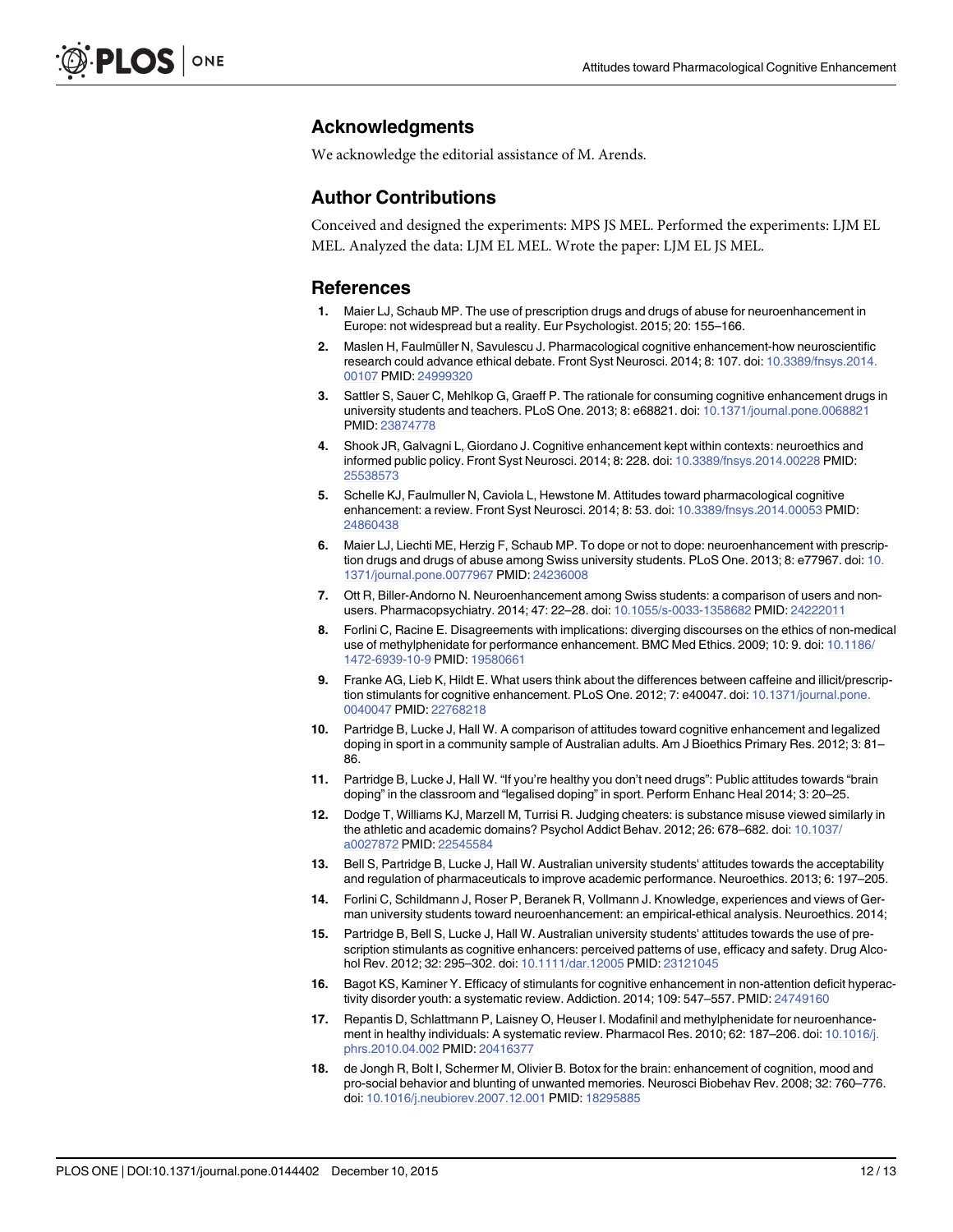## Acknowledgments

We acknowledge the editorial assistance of M. Arends.

## Author Contributions

Conceived and designed the experiments: MPS JS MEL. Performed the experiments: LJM EL MEL. Analyzed the data: LJM EL MEL. Wrote the paper: LJM EL JS MEL.

## References

1. Maier LJ, Schaub MP. The use of prescription drugs and drugs of abuse for neuroenhancement in Europe: not widespread but a reality. Eur Psychologist. 2015; 20: 155–166.
2. Maslen H, Faulmüller N, Savulescu J. Pharmacological cognitive enhancement-how neuroscientific research could advance ethical debate. Front Syst Neurosci. 2014; 8: 107. doi: 10.3389/fnsys.2014.00107 PMID: 24999320
3. Sattler S, Sauer C, Mehlkop G, Graeff P. The rationale for consuming cognitive enhancement drugs in university students and teachers. PLoS One. 2013; 8: e68821. doi: 10.1371/journal.pone.0068821 PMID: 23874778
4. Shook JR, Galvagni L, Giordano J. Cognitive enhancement kept within contexts: neuroethics and informed public policy. Front Syst Neurosci. 2014; 8: 228. doi: 10.3389/fnsys.2014.00228 PMID: 25538573
5. Schelle KJ, Faulmuller N, Caviola L, Hewstone M. Attitudes toward pharmacological cognitive enhancement: a review. Front Syst Neurosci. 2014; 8: 53. doi: 10.3389/fnsys.2014.00053 PMID: 24860438
6. Maier LJ, Liechti ME, Herzig F, Schaub MP. To dope or not to dope: neuroenhancement with prescription drugs and drugs of abuse among Swiss university students. PLoS One. 2013; 8: e77967. doi: 10.1371/journal.pone.0077967 PMID: 24236008
7. Ott R, Biller-Andorno N. Neuroenhancement among Swiss students: a comparison of users and non-users. Pharmacopsychiatry. 2014; 47: 22–28. doi: 10.1055/s-0033-1358682 PMID: 24222011
8. Forlini C, Racine E. Disagreements with implications: diverging discourses on the ethics of non-medical use of methylphenidate for performance enhancement. BMC Med Ethics. 2009; 10: 9. doi: 10.1186/1472-6939-10-9 PMID: 19580661
9. Franke AG, Lieb K, Hildt E. What users think about the differences between caffeine and illicit/prescription stimulants for cognitive enhancement. PLoS One. 2012; 7: e40047. doi: 10.1371/journal.pone.0040047 PMID: 22768218
10. Partridge B, Lucke J, Hall W. A comparison of attitudes toward cognitive enhancement and legalized doping in sport in a community sample of Australian adults. Am J Bioethics Primary Res. 2012; 3: 81–86.
11. Partridge B, Lucke J, Hall W. "If you're healthy you don't need drugs": Public attitudes towards "brain doping" in the classroom and "legalised doping" in sport. Perform Enhanc Heal 2014; 3: 20–25.
12. Dodge T, Williams KJ, Marzell M, Turrisi R. Judging cheaters: is substance misuse viewed similarly in the athletic and academic domains? Psychol Addict Behav. 2012; 26: 678–682. doi: 10.1037/a0027872 PMID: 22545584
13. Bell S, Partridge B, Lucke J, Hall W. Australian university students' attitudes towards the acceptability and regulation of pharmaceuticals to improve academic performance. Neuroethics. 2013; 6: 197–205.
14. Forlini C, Schildmann J, Roser P, Beranek R, Vollmann J. Knowledge, experiences and views of German university students toward neuroenhancement: an empirical-ethical analysis. Neuroethics. 2014;
15. Partridge B, Bell S, Lucke J, Hall W. Australian university students' attitudes towards the use of prescription stimulants as cognitive enhancers: perceived patterns of use, efficacy and safety. Drug Alcohol Rev. 2012; 32: 295–302. doi: 10.1111/dar.12005 PMID: 23121045
16. Bagot KS, Kaminer Y. Efficacy of stimulants for cognitive enhancement in non-attention deficit hyperactivity disorder youth: a systematic review. Addiction. 2014; 109: 547–557. PMID: 24749160
17. Repantis D, Schlattmann P, Laisney O, Heuser I. Modafinil and methylphenidate for neuroenhancement in healthy individuals: A systematic review. Pharmacol Res. 2010; 62: 187–206. doi: 10.1016/j.phrs.2010.04.002 PMID: 20416377
18. de Jongh R, Bolt I, Schermer M, Olivier B. Botox for the brain: enhancement of cognition, mood and pro-social behavior and blunting of unwanted memories. Neurosci Biobehav Rev. 2008; 32: 760–776. doi: 10.1016/j.neubiorev.2007.12.001 PMID: 18295885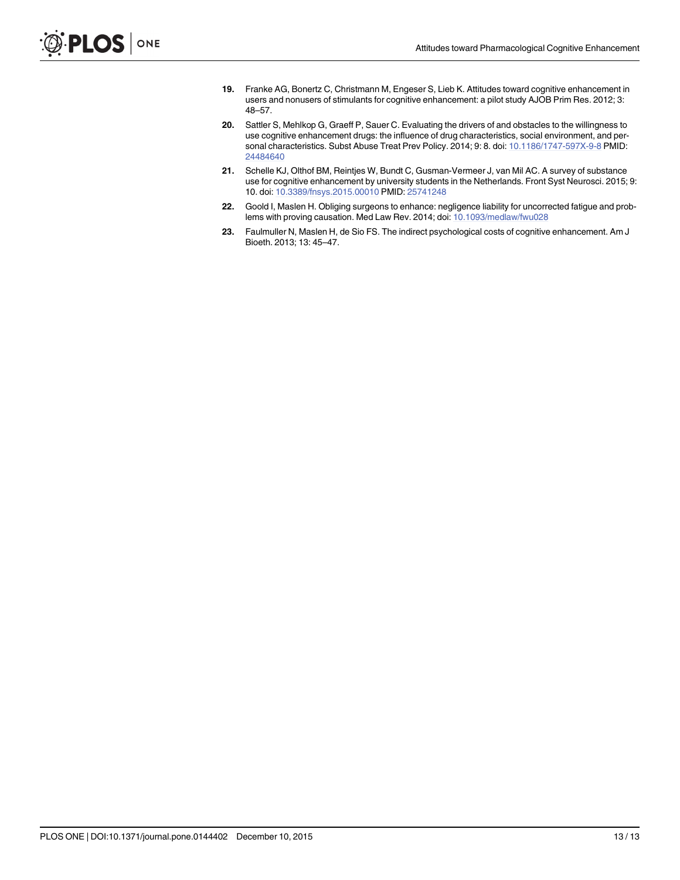19. Franke AG, Bonertz C, Christmann M, Engeser S, Lieb K. Attitudes toward cognitive enhancement in users and nonusers of stimulants for cognitive enhancement: a pilot study AJOB Prim Res. 2012; 3: 48–57.
20. Sattler S, Mehlkop G, Graeff P, Sauer C. Evaluating the drivers of and obstacles to the willingness to use cognitive enhancement drugs: the influence of drug characteristics, social environment, and personal characteristics. Subst Abuse Treat Prev Policy. 2014; 9: 8. doi: 10.1186/1747-597X-9-8 PMID: 24484640
21. Schelle KJ, Olthof BM, Reintjes W, Bundt C, Gusman-Vermeer J, van Mil AC. A survey of substance use for cognitive enhancement by university students in the Netherlands. Front Syst Neurosci. 2015; 9: 10. doi: 10.3389/fnsys.2015.00010 PMID: 25741248
22. Goold I, Maslen H. Obliging surgeons to enhance: negligence liability for uncorrected fatigue and problems with proving causation. Med Law Rev. 2014; doi: 10.1093/medlaw/fwu028
23. Faulmuller N, Maslen H, de Sio FS. The indirect psychological costs of cognitive enhancement. Am J Bioeth. 2013; 13: 45–47.